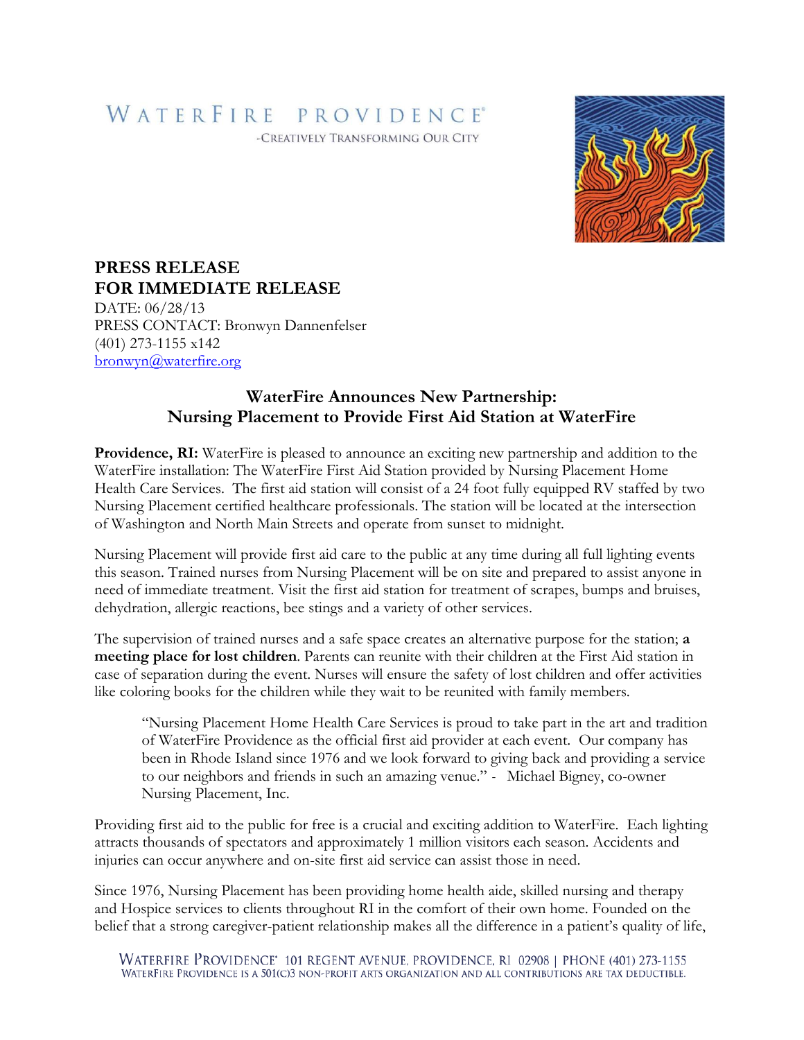WATERFIRE PROVIDENCE®

-CREATIVELY TRANSFORMING OUR CITY

**PRESS RELEASE**
**FOR IMMEDIATE RELEASE**
DATE: 06/28/13
PRESS CONTACT: Bronwyn Dannenfelser
(401) 273-1155 x142
bronwyn@waterfire.org

## WaterFire Announces New Partnership: Nursing Placement to Provide First Aid Station at WaterFire

**Providence, RI:** WaterFire is pleased to announce an exciting new partnership and addition to the WaterFire installation: The WaterFire First Aid Station provided by Nursing Placement Home Health Care Services. The first aid station will consist of a 24 foot fully equipped RV staffed by two Nursing Placement certified healthcare professionals. The station will be located at the intersection of Washington and North Main Streets and operate from sunset to midnight.

Nursing Placement will provide first aid care to the public at any time during all full lighting events this season. Trained nurses from Nursing Placement will be on site and prepared to assist anyone in need of immediate treatment. Visit the first aid station for treatment of scrapes, bumps and bruises, dehydration, allergic reactions, bee stings and a variety of other services.

The supervision of trained nurses and a safe space creates an alternative purpose for the station; **a meeting place for lost children**. Parents can reunite with their children at the First Aid station in case of separation during the event. Nurses will ensure the safety of lost children and offer activities like coloring books for the children while they wait to be reunited with family members.

> "Nursing Placement Home Health Care Services is proud to take part in the art and tradition of WaterFire Providence as the official first aid provider at each event. Our company has been in Rhode Island since 1976 and we look forward to giving back and providing a service to our neighbors and friends in such an amazing venue." - Michael Bigney, co-owner Nursing Placement, Inc.

Providing first aid to the public for free is a crucial and exciting addition to WaterFire. Each lighting attracts thousands of spectators and approximately 1 million visitors each season. Accidents and injuries can occur anywhere and on-site first aid service can assist those in need.

Since 1976, Nursing Placement has been providing home health aide, skilled nursing and therapy and Hospice services to clients throughout RI in the comfort of their own home. Founded on the belief that a strong caregiver-patient relationship makes all the difference in a patient's quality of life,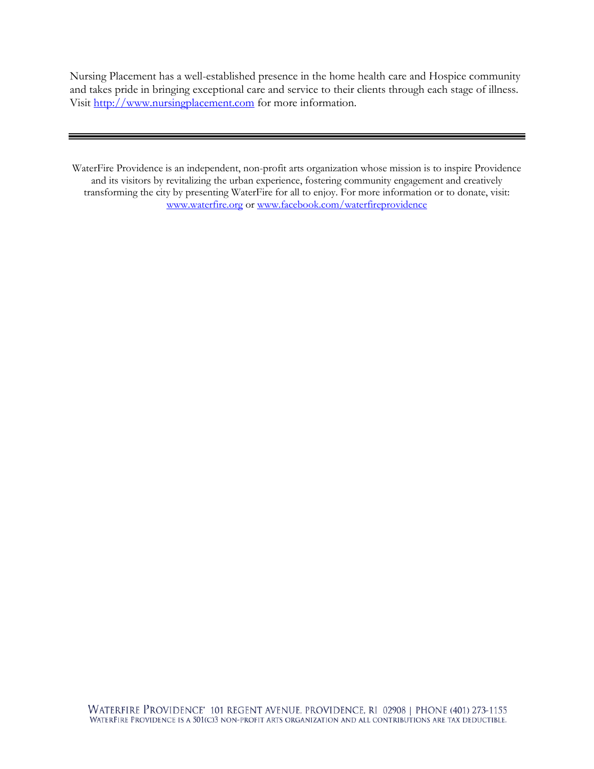Nursing Placement has a well-established presence in the home health care and Hospice community and takes pride in bringing exceptional care and service to their clients through each stage of illness. Visit [http://www.nursingplacement.com](http://www.nursingplacement.com) for more information.

---

WaterFire Providence is an independent, non-profit arts organization whose mission is to inspire Providence and its visitors by revitalizing the urban experience, fostering community engagement and creatively transforming the city by presenting WaterFire for all to enjoy. For more information or to donate, visit: [www.waterfire.org](http://www.waterfire.org) or [www.facebook.com/waterfireprovidence](http://www.facebook.com/waterfireprovidence)

WATERFIRE PROVIDENCE® 101 REGENT AVENUE, PROVIDENCE, RI 02908 | PHONE (401) 273-1155
WATERFIRE PROVIDENCE IS A 501(C)3 NON-PROFIT ARTS ORGANIZATION AND ALL CONTRIBUTIONS ARE TAX DEDUCTIBLE.